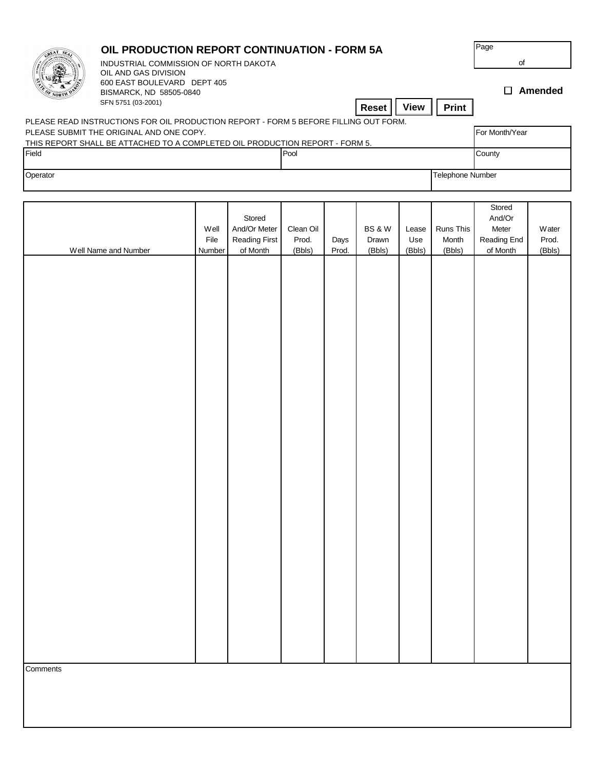# OIL PRODUCTION REPORT CONTINUATION - FORM 5A

INDUSTRIAL COMMISSION OF NORTH DAKOTA
OIL AND GAS DIVISION
600 EAST BOULEVARD DEPT 405
BISMARCK, ND 58505-0840
SFN 5751 (03-2001)

Page ___ of ___

☐ **Amended**

**Reset** **View** **Print**

PLEASE READ INSTRUCTIONS FOR OIL PRODUCTION REPORT - FORM 5 BEFORE FILLING OUT FORM.
PLEASE SUBMIT THE ORIGINAL AND ONE COPY.
THIS REPORT SHALL BE ATTACHED TO A COMPLETED OIL PRODUCTION REPORT - FORM 5.

| For Month/Year | | |
|---|---|---|
| Field | Pool | County |
| Operator | | Telephone Number |

| Well Name and Number | Well File Number | Stored And/Or Meter Reading First of Month | Clean Oil Prod. (Bbls) | Days Prod. | BS & W Drawn (Bbls) | Lease Use (Bbls) | Runs This Month (Bbls) | Stored And/Or Meter Reading End of Month | Water Prod. (Bbls) |
|---|---|---|---|---|---|---|---|---|---|
| | | | | | | | | | |

Comments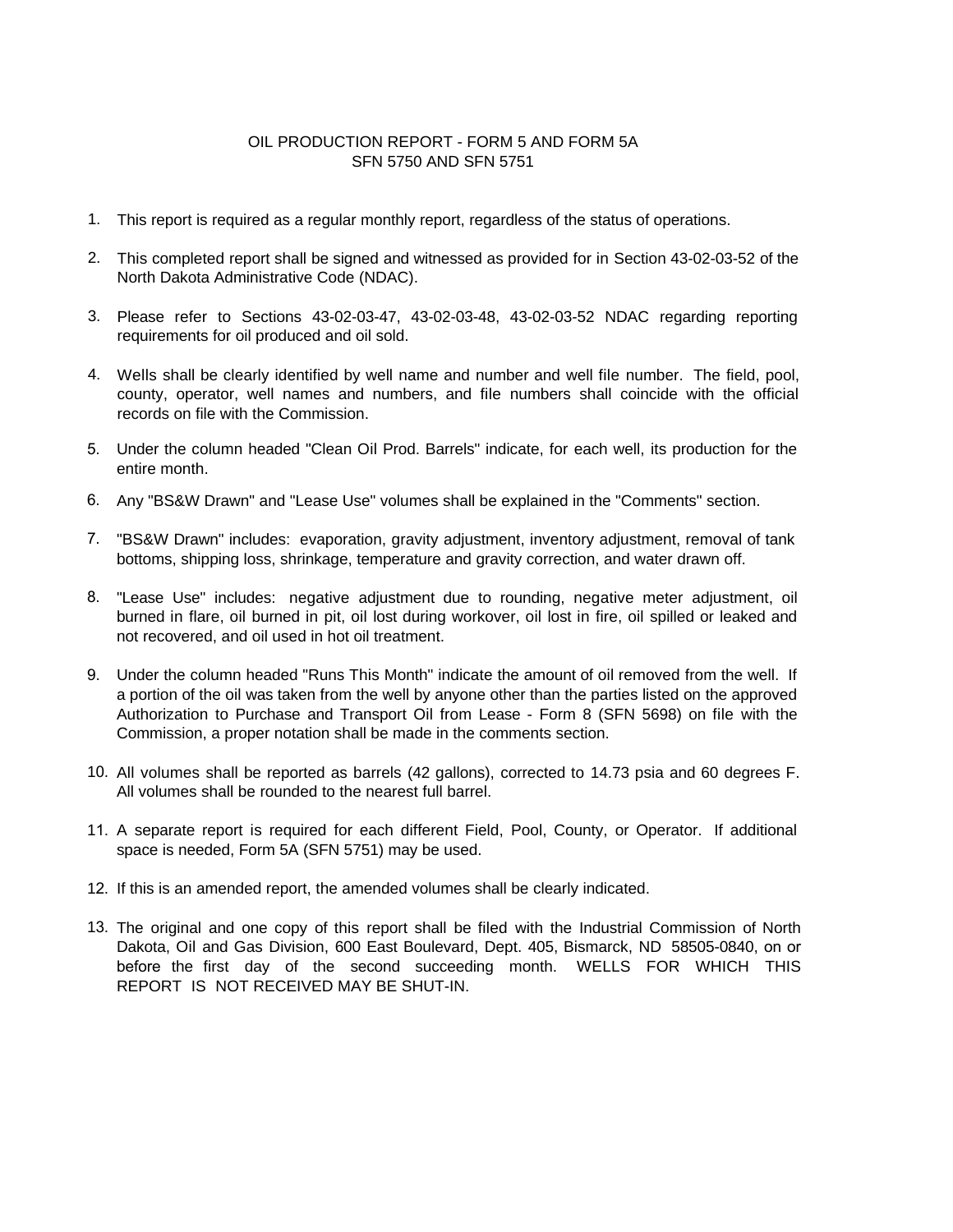# OIL PRODUCTION REPORT - FORM 5 AND FORM 5A
## SFN 5750 AND SFN 5751

1. This report is required as a regular monthly report, regardless of the status of operations.

2. This completed report shall be signed and witnessed as provided for in Section 43-02-03-52 of the North Dakota Administrative Code (NDAC).

3. Please refer to Sections 43-02-03-47, 43-02-03-48, 43-02-03-52 NDAC regarding reporting requirements for oil produced and oil sold.

4. Wells shall be clearly identified by well name and number and well file number. The field, pool, county, operator, well names and numbers, and file numbers shall coincide with the official records on file with the Commission.

5. Under the column headed "Clean Oil Prod. Barrels" indicate, for each well, its production for the entire month.

6. Any "BS&W Drawn" and "Lease Use" volumes shall be explained in the "Comments" section.

7. "BS&W Drawn" includes: evaporation, gravity adjustment, inventory adjustment, removal of tank bottoms, shipping loss, shrinkage, temperature and gravity correction, and water drawn off.

8. "Lease Use" includes: negative adjustment due to rounding, negative meter adjustment, oil burned in flare, oil burned in pit, oil lost during workover, oil lost in fire, oil spilled or leaked and not recovered, and oil used in hot oil treatment.

9. Under the column headed "Runs This Month" indicate the amount of oil removed from the well. If a portion of the oil was taken from the well by anyone other than the parties listed on the approved Authorization to Purchase and Transport Oil from Lease - Form 8 (SFN 5698) on file with the Commission, a proper notation shall be made in the comments section.

10. All volumes shall be reported as barrels (42 gallons), corrected to 14.73 psia and 60 degrees F. All volumes shall be rounded to the nearest full barrel.

11. A separate report is required for each different Field, Pool, County, or Operator. If additional space is needed, Form 5A (SFN 5751) may be used.

12. If this is an amended report, the amended volumes shall be clearly indicated.

13. The original and one copy of this report shall be filed with the Industrial Commission of North Dakota, Oil and Gas Division, 600 East Boulevard, Dept. 405, Bismarck, ND 58505-0840, on or before the first day of the second succeeding month. WELLS FOR WHICH THIS REPORT IS NOT RECEIVED MAY BE SHUT-IN.